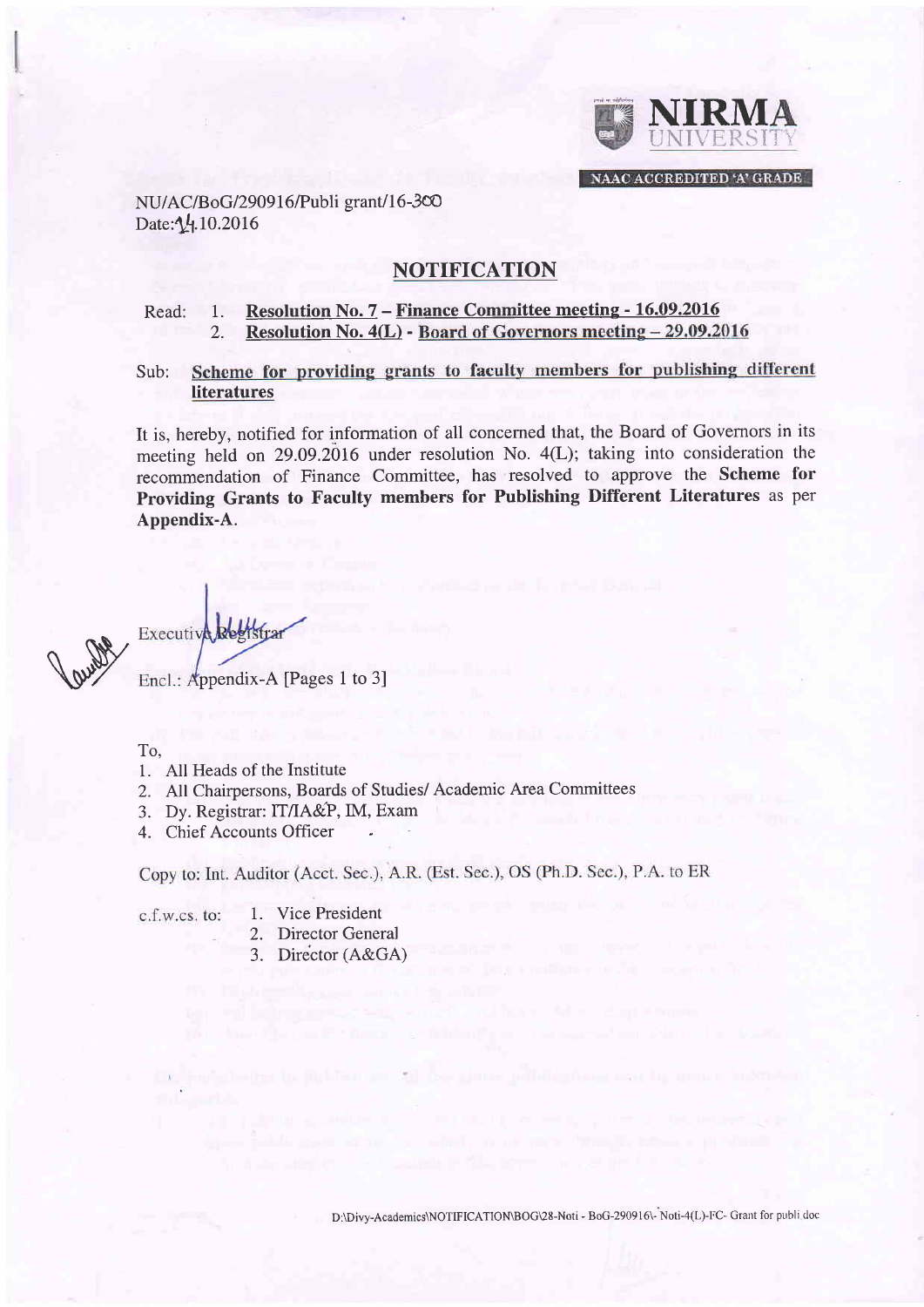NIRMA UNIVERSITY

NAAC ACCREDITED 'A' GRADE

NU/AC/BoG/290916/Publi grant/16-300
Date:14.10.2016

## NOTIFICATION

Read: 1. **Resolution No. 7 – Finance Committee meeting - 16.09.2016**
2. **Resolution No. 4(L) - Board of Governors meeting – 29.09.2016**

Sub: **Scheme for providing grants to faculty members for publishing different literatures**

It is, hereby, notified for information of all concerned that, the Board of Governors in its meeting held on 29.09.2016 under resolution No. 4(L); taking into consideration the recommendation of Finance Committee, has resolved to approve the **Scheme for Providing Grants to Faculty members for Publishing Different Literatures** as per **Appendix-A**.

Executive Registrar

Encl.: Appendix-A [Pages 1 to 3]

To,
1. All Heads of the Institute
2. All Chairpersons, Boards of Studies/ Academic Area Committees
3. Dy. Registrar: IT/IA&P, IM, Exam
4. Chief Accounts Officer

Copy to: Int. Auditor (Acct. Sec.), A.R. (Est. Sec.), OS (Ph.D. Sec.), P.A. to ER

c.f.w.cs. to:
1. Vice President
2. Director General
3. Director (A&GA)

D:\Divy-Academics\NOTIFICATION\BOG\28-Noti - BoG-290916\- Noti-4(L)-FC- Grant for publi doc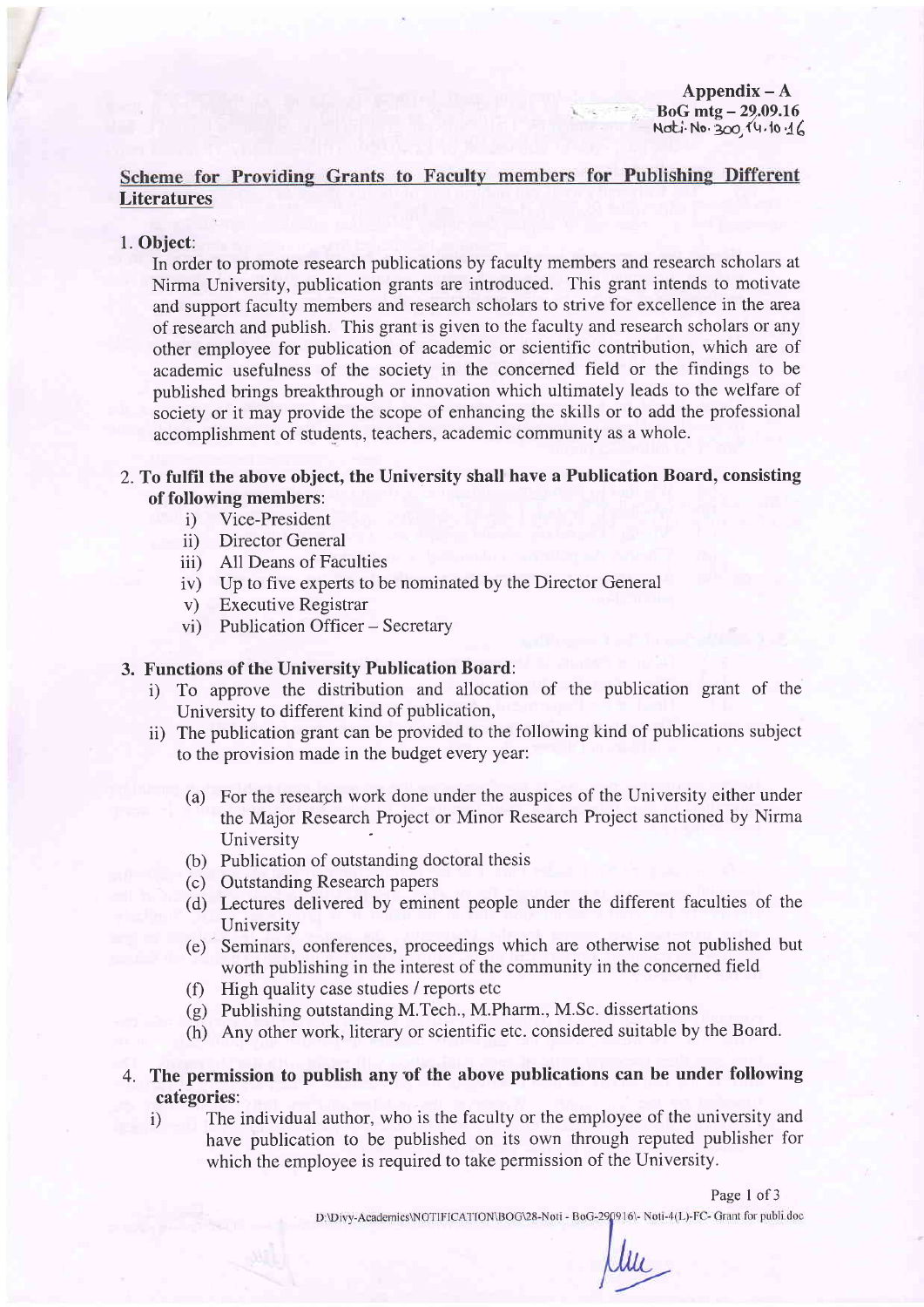Appendix – A
BoG mtg – 29.09.16
Noti. No. 300, 14.10.16

## Scheme for Providing Grants to Faculty members for Publishing Different Literatures

**1. Object**:

In order to promote research publications by faculty members and research scholars at Nirma University, publication grants are introduced. This grant intends to motivate and support faculty members and research scholars to strive for excellence in the area of research and publish. This grant is given to the faculty and research scholars or any other employee for publication of academic or scientific contribution, which are of academic usefulness of the society in the concerned field or the findings to be published brings breakthrough or innovation which ultimately leads to the welfare of society or it may provide the scope of enhancing the skills or to add the professional accomplishment of students, teachers, academic community as a whole.

**2. To fulfil the above object, the University shall have a Publication Board, consisting of following members**:

i) Vice-President
ii) Director General
iii) All Deans of Faculties
iv) Up to five experts to be nominated by the Director General
v) Executive Registrar
vi) Publication Officer – Secretary

**3. Functions of the University Publication Board**:

i) To approve the distribution and allocation of the publication grant of the University to different kind of publication,

ii) The publication grant can be provided to the following kind of publications subject to the provision made in the budget every year:

(a) For the research work done under the auspices of the University either under the Major Research Project or Minor Research Project sanctioned by Nirma University
(b) Publication of outstanding doctoral thesis
(c) Outstanding Research papers
(d) Lectures delivered by eminent people under the different faculties of the University
(e) Seminars, conferences, proceedings which are otherwise not published but worth publishing in the interest of the community in the concerned field
(f) High quality case studies / reports etc
(g) Publishing outstanding M.Tech., M.Pharm., M.Sc. dissertations
(h) Any other work, literary or scientific etc. considered suitable by the Board.

**4. The permission to publish any of the above publications can be under following categories**:

i) The individual author, who is the faculty or the employee of the university and have publication to be published on its own through reputed publisher for which the employee is required to take permission of the University.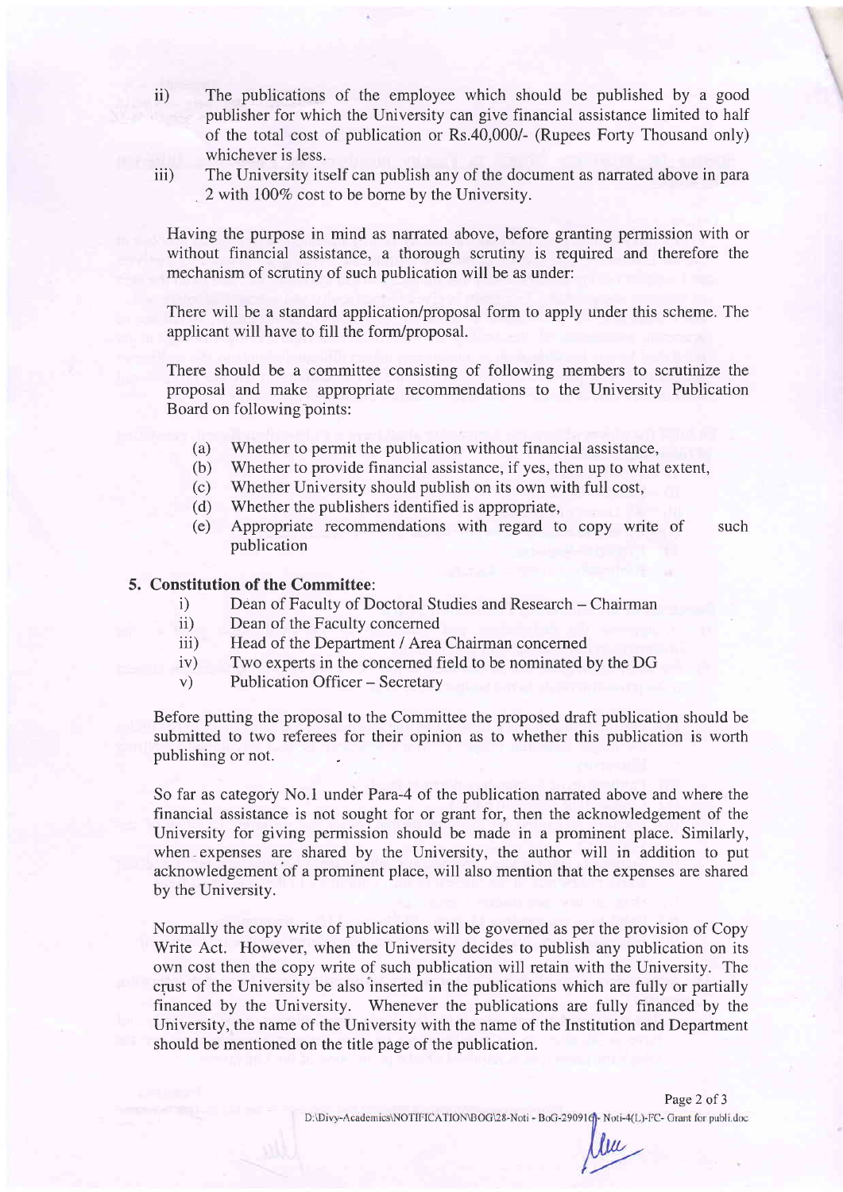ii) The publications of the employee which should be published by a good publisher for which the University can give financial assistance limited to half of the total cost of publication or Rs.40,000/- (Rupees Forty Thousand only) whichever is less.

iii) The University itself can publish any of the document as narrated above in para 2 with 100% cost to be borne by the University.

Having the purpose in mind as narrated above, before granting permission with or without financial assistance, a thorough scrutiny is required and therefore the mechanism of scrutiny of such publication will be as under:

There will be a standard application/proposal form to apply under this scheme. The applicant will have to fill the form/proposal.

There should be a committee consisting of following members to scrutinize the proposal and make appropriate recommendations to the University Publication Board on following points:

(a) Whether to permit the publication without financial assistance,
(b) Whether to provide financial assistance, if yes, then up to what extent,
(c) Whether University should publish on its own with full cost,
(d) Whether the publishers identified is appropriate,
(e) Appropriate recommendations with regard to copy write of such publication

## 5. Constitution of the Committee:

i) Dean of Faculty of Doctoral Studies and Research – Chairman
ii) Dean of the Faculty concerned
iii) Head of the Department / Area Chairman concerned
iv) Two experts in the concerned field to be nominated by the DG
v) Publication Officer – Secretary

Before putting the proposal to the Committee the proposed draft publication should be submitted to two referees for their opinion as to whether this publication is worth publishing or not.

So far as category No.1 under Para-4 of the publication narrated above and where the financial assistance is not sought for or grant for, then the acknowledgement of the University for giving permission should be made in a prominent place. Similarly, when expenses are shared by the University, the author will in addition to put acknowledgement of a prominent place, will also mention that the expenses are shared by the University.

Normally the copy write of publications will be governed as per the provision of Copy Write Act. However, when the University decides to publish any publication on its own cost then the copy write of such publication will retain with the University. The crust of the University be also inserted in the publications which are fully or partially financed by the University. Whenever the publications are fully financed by the University, the name of the University with the name of the Institution and Department should be mentioned on the title page of the publication.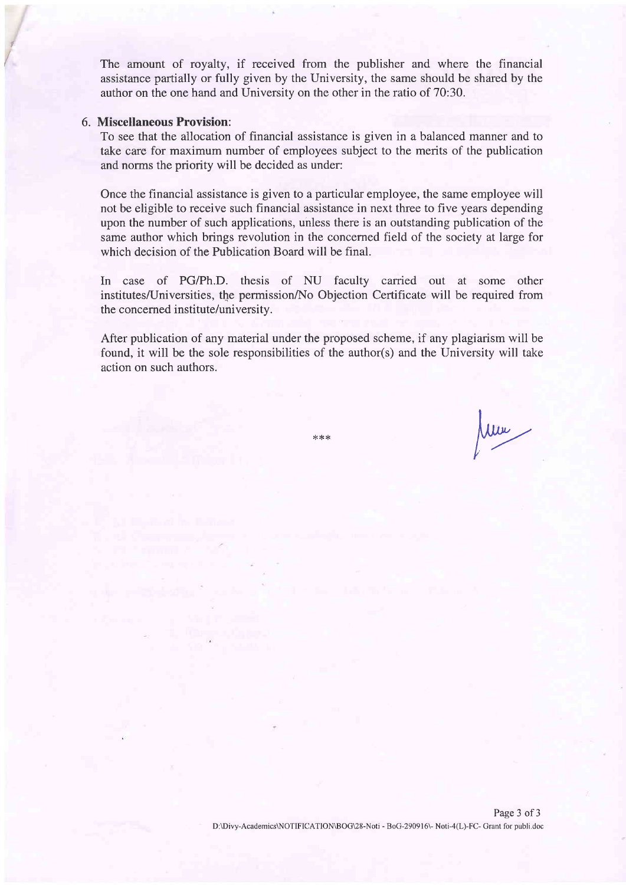The amount of royalty, if received from the publisher and where the financial assistance partially or fully given by the University, the same should be shared by the author on the one hand and University on the other in the ratio of 70:30.

6. **Miscellaneous Provision**:

   To see that the allocation of financial assistance is given in a balanced manner and to take care for maximum number of employees subject to the merits of the publication and norms the priority will be decided as under:

   Once the financial assistance is given to a particular employee, the same employee will not be eligible to receive such financial assistance in next three to five years depending upon the number of such applications, unless there is an outstanding publication of the same author which brings revolution in the concerned field of the society at large for which decision of the Publication Board will be final.

   In case of PG/Ph.D. thesis of NU faculty carried out at some other institutes/Universities, the permission/No Objection Certificate will be required from the concerned institute/university.

   After publication of any material under the proposed scheme, if any plagiarism will be found, it will be the sole responsibilities of the author(s) and the University will take action on such authors.

\*\*\*